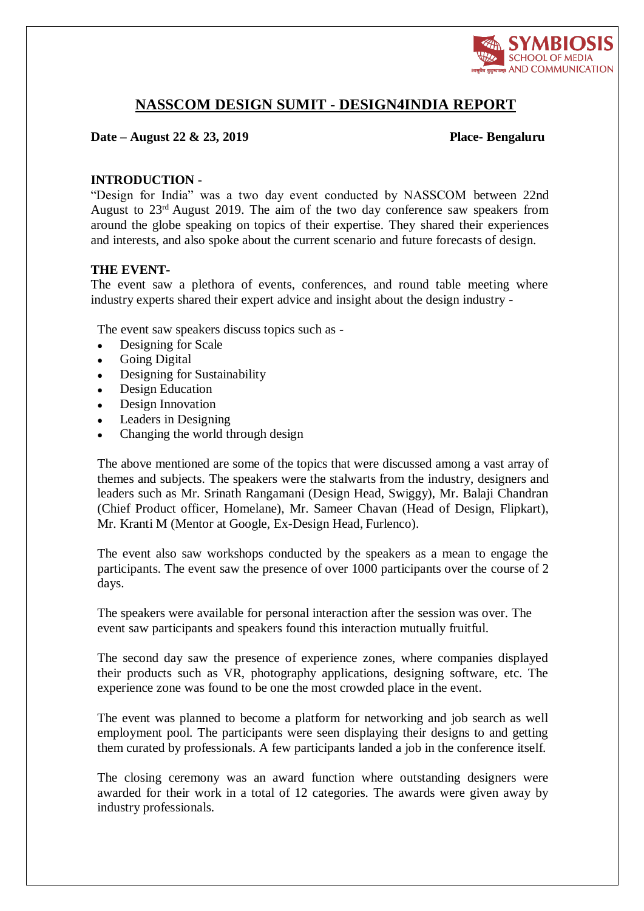# NASSCOM DESIGN SUMIT - DESIGN4INDIA REPORT

**Date – August 22 & 23, 2019** **Place- Bengaluru**

**INTRODUCTION** -

"Design for India" was a two day event conducted by NASSCOM between 22nd August to 23rd August 2019. The aim of the two day conference saw speakers from around the globe speaking on topics of their expertise. They shared their experiences and interests, and also spoke about the current scenario and future forecasts of design.

**THE EVENT-**

The event saw a plethora of events, conferences, and round table meeting where industry experts shared their expert advice and insight about the design industry -

The event saw speakers discuss topics such as -

- Designing for Scale
- Going Digital
- Designing for Sustainability
- Design Education
- Design Innovation
- Leaders in Designing
- Changing the world through design

The above mentioned are some of the topics that were discussed among a vast array of themes and subjects. The speakers were the stalwarts from the industry, designers and leaders such as Mr. Srinath Rangamani (Design Head, Swiggy), Mr. Balaji Chandran (Chief Product officer, Homelane), Mr. Sameer Chavan (Head of Design, Flipkart), Mr. Kranti M (Mentor at Google, Ex-Design Head, Furlenco).

The event also saw workshops conducted by the speakers as a mean to engage the participants. The event saw the presence of over 1000 participants over the course of 2 days.

The speakers were available for personal interaction after the session was over. The event saw participants and speakers found this interaction mutually fruitful.

The second day saw the presence of experience zones, where companies displayed their products such as VR, photography applications, designing software, etc. The experience zone was found to be one the most crowded place in the event.

The event was planned to become a platform for networking and job search as well employment pool. The participants were seen displaying their designs to and getting them curated by professionals. A few participants landed a job in the conference itself.

The closing ceremony was an award function where outstanding designers were awarded for their work in a total of 12 categories. The awards were given away by industry professionals.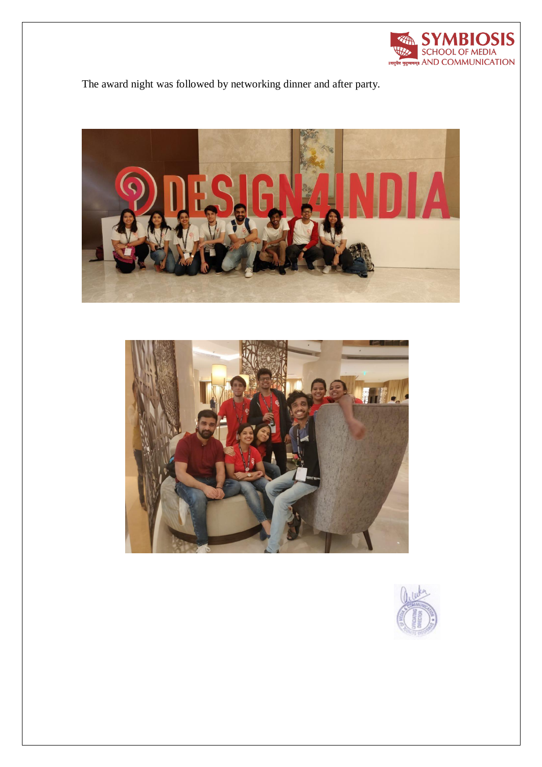The award night was followed by networking dinner and after party.